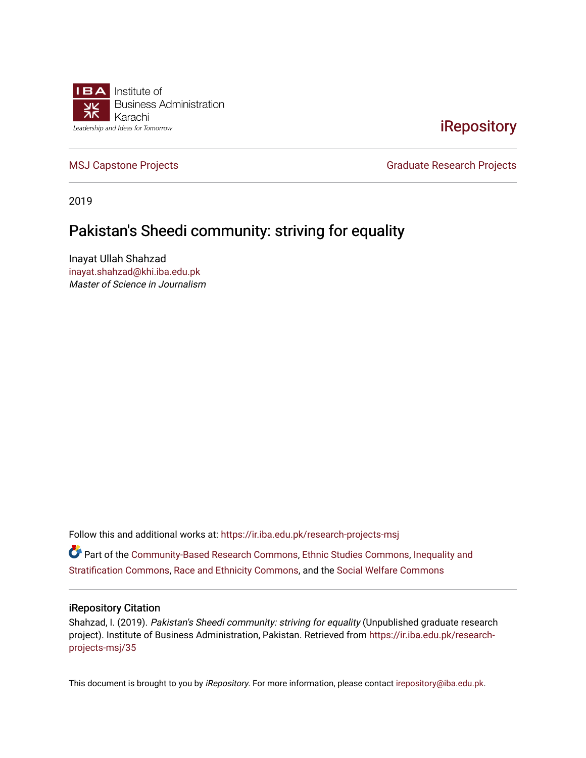Institute of
Business Administration
Karachi
Leadership and Ideas for Tomorrow

iRepository

MSJ Capstone Projects

Graduate Research Projects

2019

# Pakistan's Sheedi community: striving for equality

Inayat Ullah Shahzad
inayat.shahzad@khi.iba.edu.pk
*Master of Science in Journalism*

Follow this and additional works at: https://ir.iba.edu.pk/research-projects-msj

Part of the Community-Based Research Commons, Ethnic Studies Commons, Inequality and Stratification Commons, Race and Ethnicity Commons, and the Social Welfare Commons

## iRepository Citation

Shahzad, I. (2019). *Pakistan's Sheedi community: striving for equality* (Unpublished graduate research project). Institute of Business Administration, Pakistan. Retrieved from https://ir.iba.edu.pk/research-projects-msj/35

This document is brought to you by *iRepository*. For more information, please contact irepository@iba.edu.pk.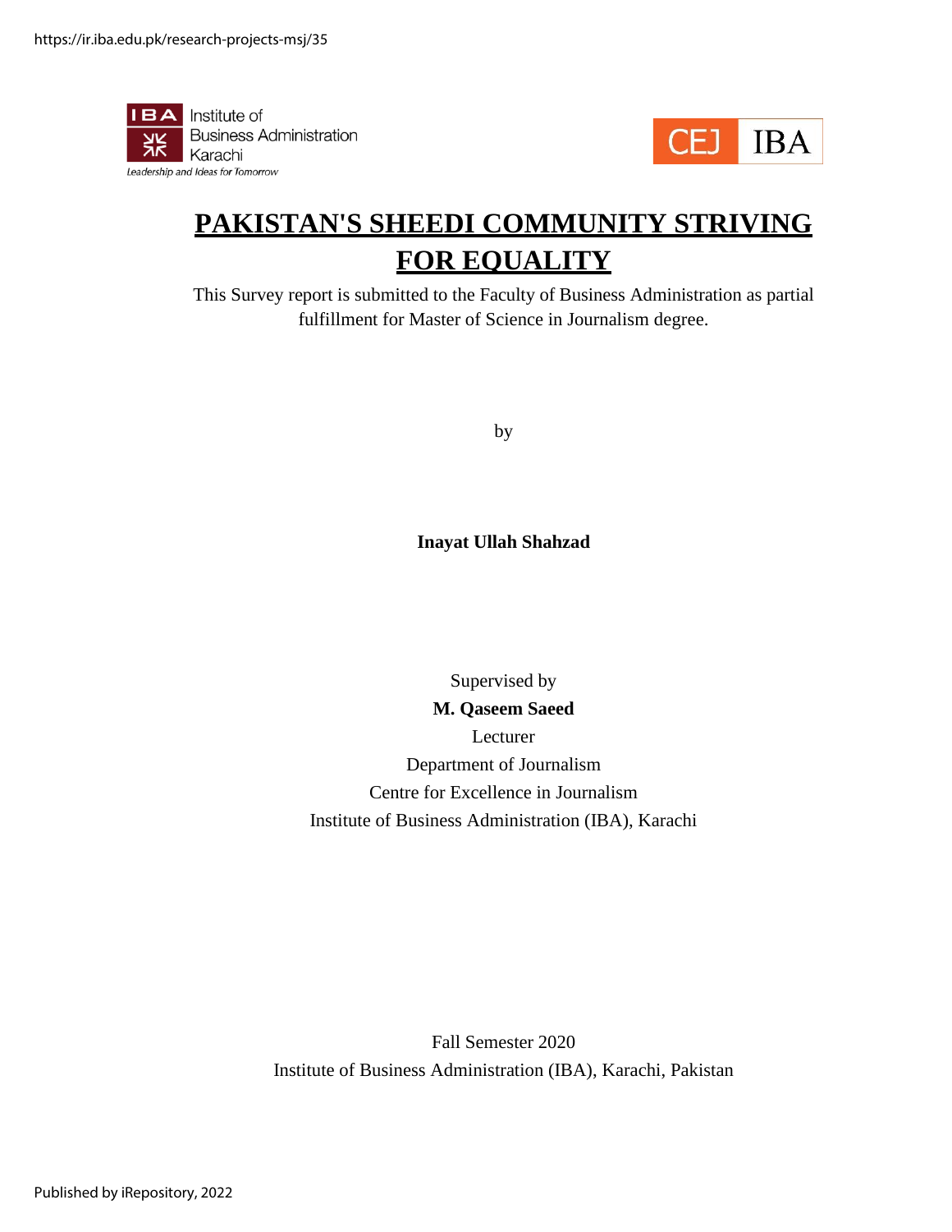# PAKISTAN'S SHEEDI COMMUNITY STRIVING FOR EQUALITY

This Survey report is submitted to the Faculty of Business Administration as partial fulfillment for Master of Science in Journalism degree.

by

**Inayat Ullah Shahzad**

Supervised by

**M. Qaseem Saeed**

Lecturer

Department of Journalism

Centre for Excellence in Journalism

Institute of Business Administration (IBA), Karachi

Fall Semester 2020

Institute of Business Administration (IBA), Karachi, Pakistan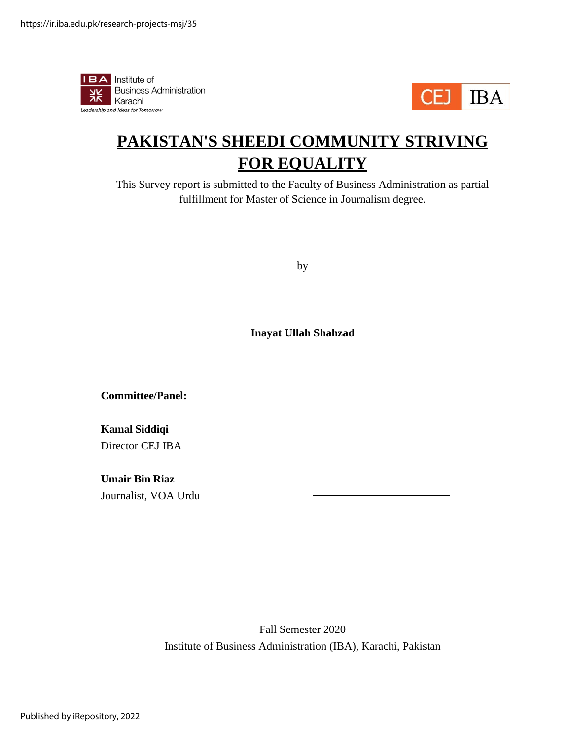# PAKISTAN'S SHEEDI COMMUNITY STRIVING FOR EQUALITY

This Survey report is submitted to the Faculty of Business Administration as partial fulfillment for Master of Science in Journalism degree.

by

**Inayat Ullah Shahzad**

**Committee/Panel:**

**Kamal Siddiqi**
Director CEJ IBA

**Umair Bin Riaz**
Journalist, VOA Urdu

Fall Semester 2020
Institute of Business Administration (IBA), Karachi, Pakistan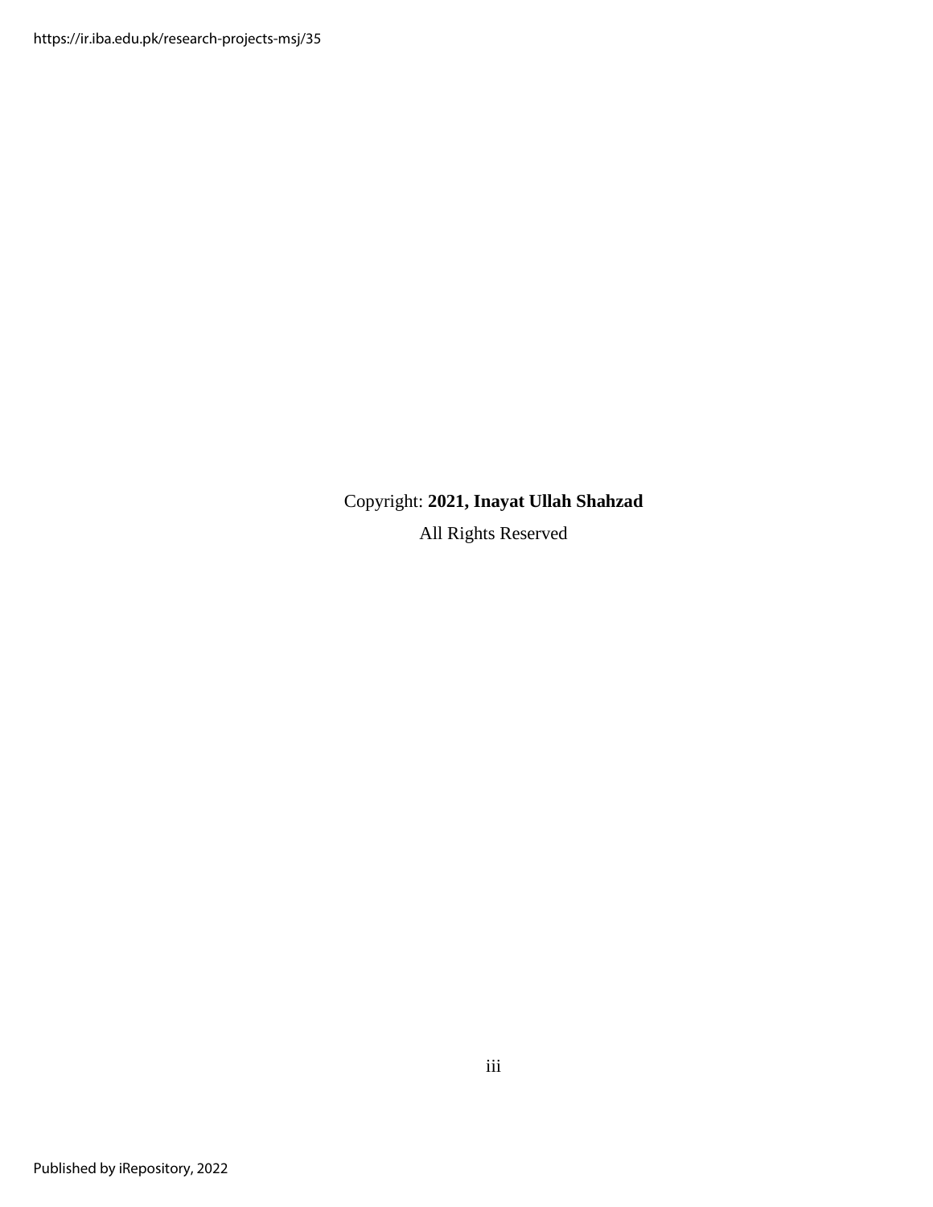Copyright: **2021, Inayat Ullah Shahzad**

All Rights Reserved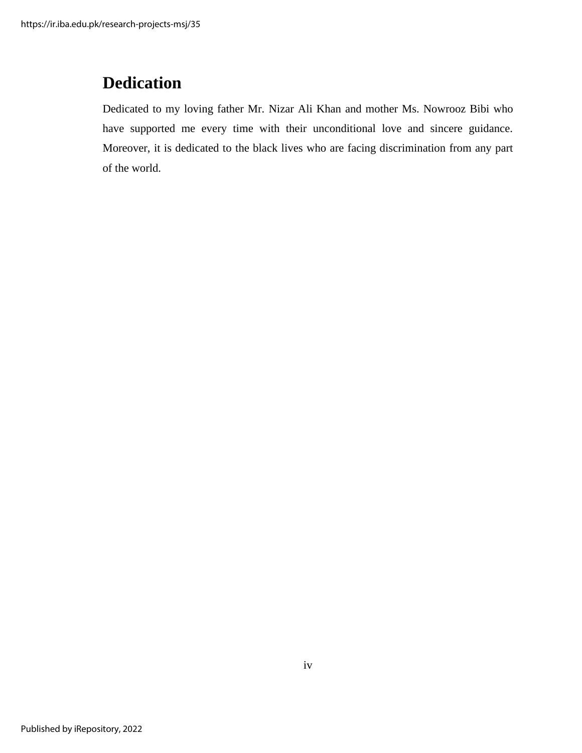# Dedication

Dedicated to my loving father Mr. Nizar Ali Khan and mother Ms. Nowrooz Bibi who have supported me every time with their unconditional love and sincere guidance. Moreover, it is dedicated to the black lives who are facing discrimination from any part of the world.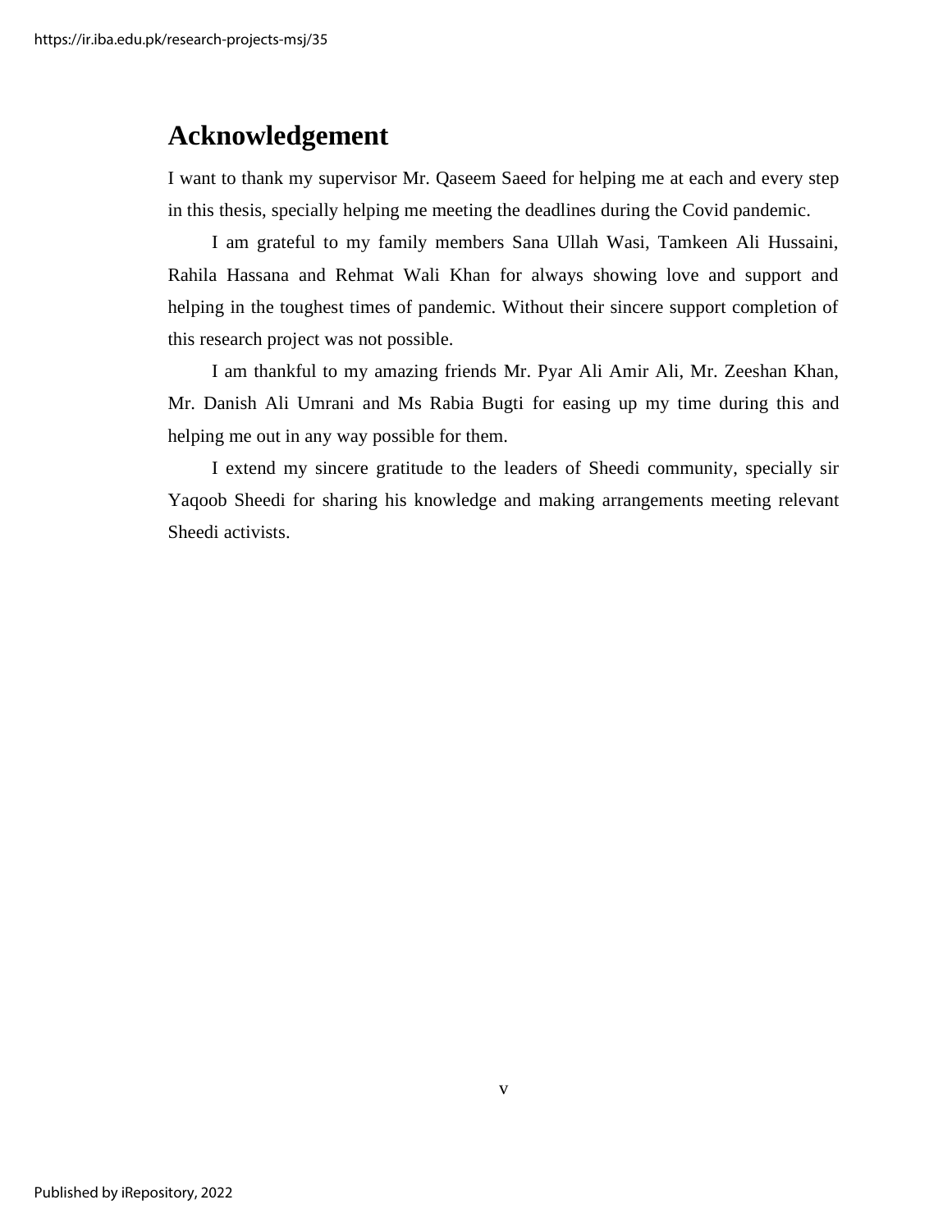# Acknowledgement

I want to thank my supervisor Mr. Qaseem Saeed for helping me at each and every step in this thesis, specially helping me meeting the deadlines during the Covid pandemic.

I am grateful to my family members Sana Ullah Wasi, Tamkeen Ali Hussaini, Rahila Hassana and Rehmat Wali Khan for always showing love and support and helping in the toughest times of pandemic. Without their sincere support completion of this research project was not possible.

I am thankful to my amazing friends Mr. Pyar Ali Amir Ali, Mr. Zeeshan Khan, Mr. Danish Ali Umrani and Ms Rabia Bugti for easing up my time during this and helping me out in any way possible for them.

I extend my sincere gratitude to the leaders of Sheedi community, specially sir Yaqoob Sheedi for sharing his knowledge and making arrangements meeting relevant Sheedi activists.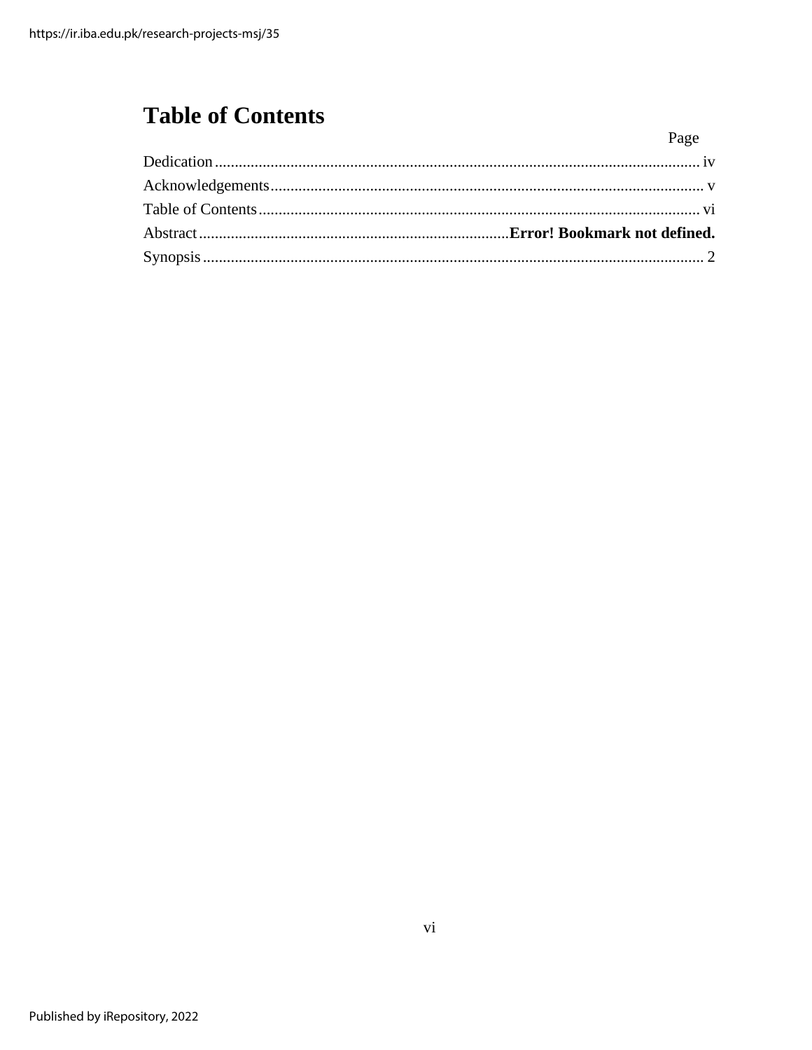# Table of Contents

Page

Dedication ........................................................................................................................ iv

Acknowledgements ........................................................................................................... v

Table of Contents .............................................................................................................. vi

Abstract ............................................................................ **Error! Bookmark not defined.**

Synopsis ............................................................................................................................. 2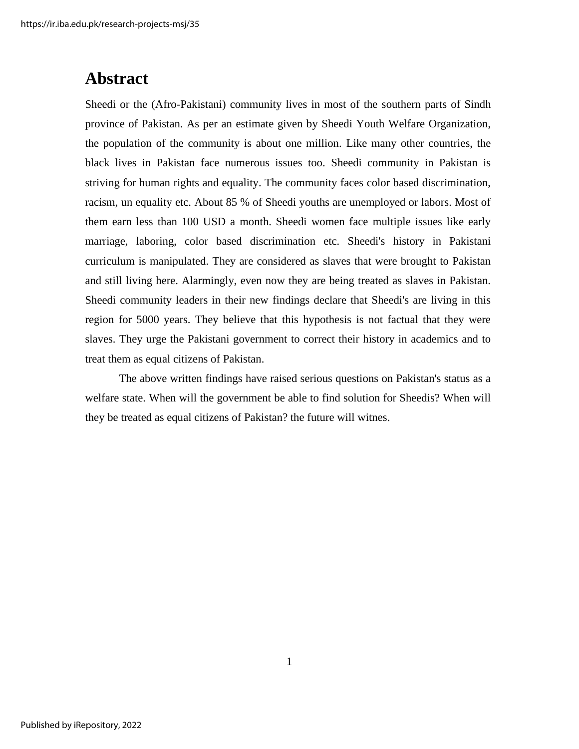# Abstract

Sheedi or the (Afro-Pakistani) community lives in most of the southern parts of Sindh province of Pakistan. As per an estimate given by Sheedi Youth Welfare Organization, the population of the community is about one million. Like many other countries, the black lives in Pakistan face numerous issues too. Sheedi community in Pakistan is striving for human rights and equality. The community faces color based discrimination, racism, un equality etc. About 85 % of Sheedi youths are unemployed or labors. Most of them earn less than 100 USD a month. Sheedi women face multiple issues like early marriage, laboring, color based discrimination etc. Sheedi's history in Pakistani curriculum is manipulated. They are considered as slaves that were brought to Pakistan and still living here. Alarmingly, even now they are being treated as slaves in Pakistan. Sheedi community leaders in their new findings declare that Sheedi's are living in this region for 5000 years. They believe that this hypothesis is not factual that they were slaves. They urge the Pakistani government to correct their history in academics and to treat them as equal citizens of Pakistan.

The above written findings have raised serious questions on Pakistan's status as a welfare state. When will the government be able to find solution for Sheedis? When will they be treated as equal citizens of Pakistan? the future will witnes.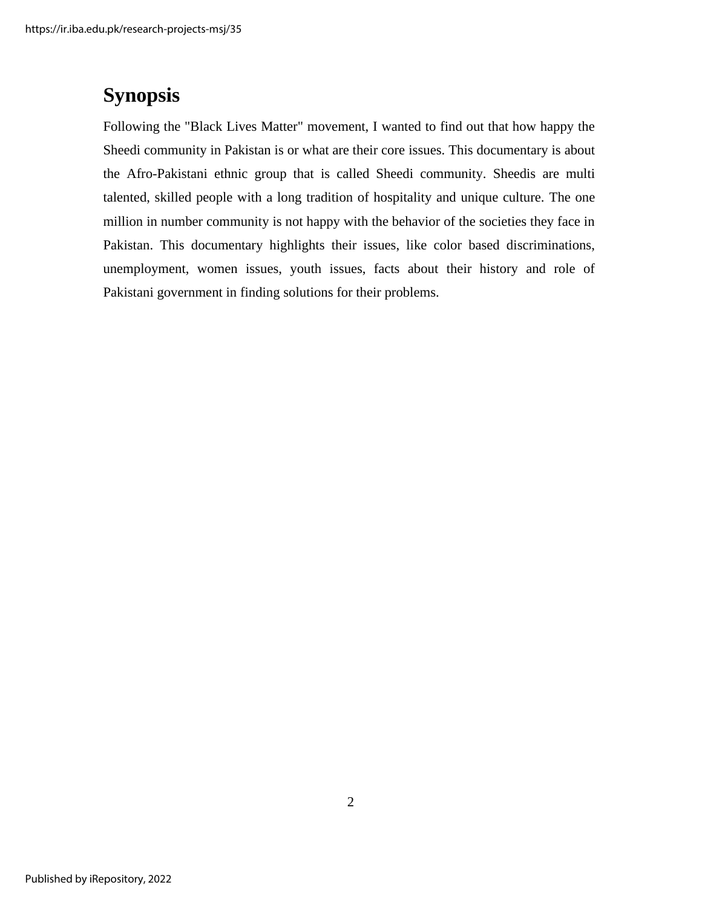# Synopsis

Following the "Black Lives Matter" movement, I wanted to find out that how happy the Sheedi community in Pakistan is or what are their core issues. This documentary is about the Afro-Pakistani ethnic group that is called Sheedi community. Sheedis are multi talented, skilled people with a long tradition of hospitality and unique culture. The one million in number community is not happy with the behavior of the societies they face in Pakistan. This documentary highlights their issues, like color based discriminations, unemployment, women issues, youth issues, facts about their history and role of Pakistani government in finding solutions for their problems.